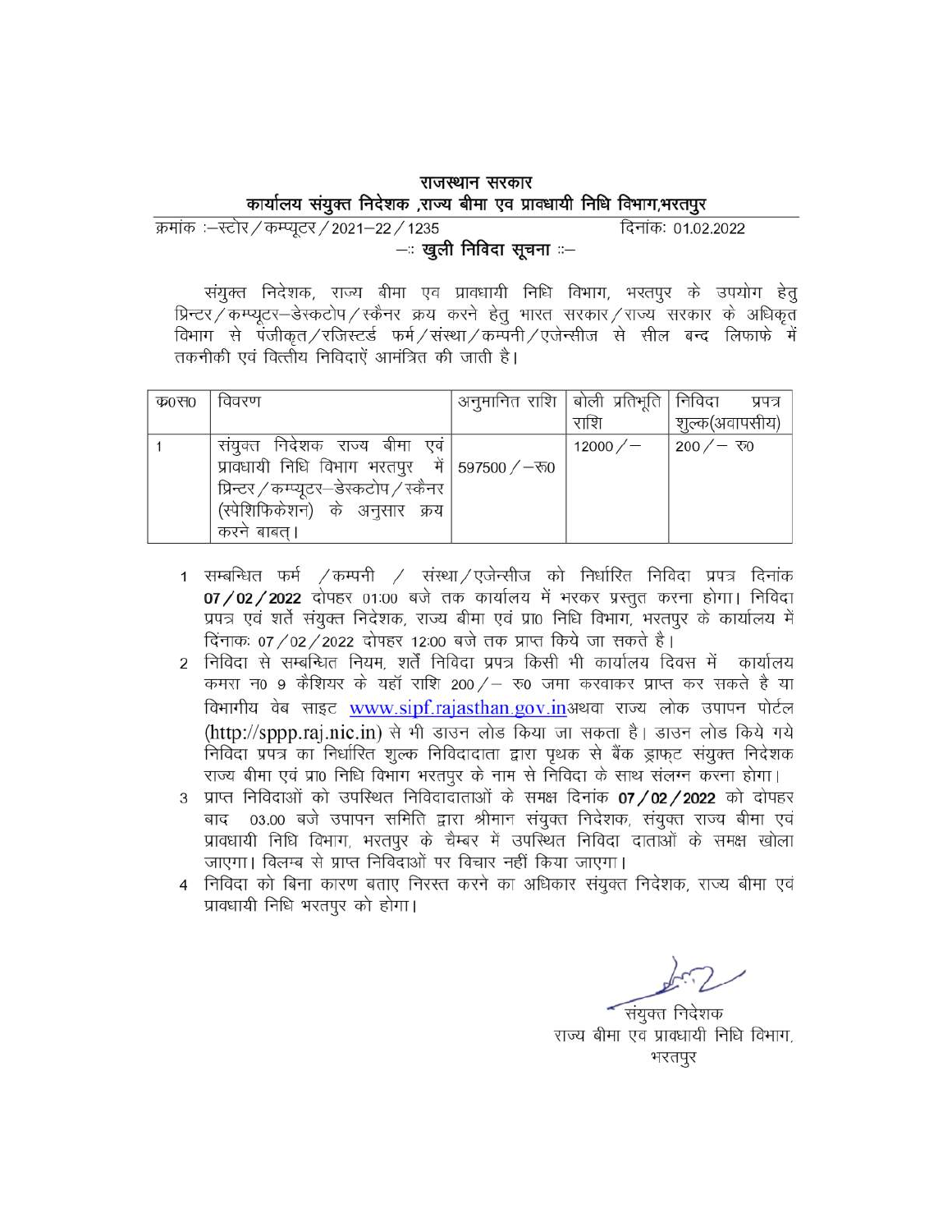# राजस्थान सरकार

## कार्यालय संयुक्त निदेशक ,राज्य बीमा एव प्रावधायी निधि विभाग,भरतपुर

क्रमांक :–स्टोर / कम्प्यूटर / 2021–22 / 1235 दिनांकः 01.02.2022

### –: खुली निविदा सूचना :–

संयुक्त निदेशक, राज्य बीमा एव प्रावधायी निधि विभाग, भरतपुर के उपयोग हेतु प्रिन्टर / कम्प्यूटर–डेस्कटोप / स्कैनर क्रय करने हेतु भारत सरकार / राज्य सरकार के अधिकृत विभाग से पंजीकृत / रजिस्टर्ड फर्म / संस्था / कम्पनी / एजेन्सीज से सील बन्द लिफाफे में तकनीकी एवं वित्तीय निविदाऐं आमंत्रित की जाती है।

| क्र0स0 | विवरण | अनुमानित राशि | बोली प्रतिभूति राशि | निविदा प्रपत्र शुल्क(अवापसीय) |
|---|---|---|---|---|
| 1 | संयुक्त निदेशक राज्य बीमा एवं प्रावधायी निधि विभाग भरतपुर में प्रिन्टर / कम्प्यूटर–डेस्कटोप / स्कैनर (स्पेशिफिकेशन) के अनुसार क्रय करने बाबत्। | 597500 / –रू0 | 12000 / – | 200 / – रू0 |

1. सम्बन्धित फर्म / कम्पनी / संस्था / एजेन्सीज को निर्धारित निविदा प्रपत्र दिनांक **07 / 02 / 2022** दोपहर 01:00 बजे तक कार्यालय में भरकर प्रस्तुत करना होगा। निविदा प्रपत्र एवं शर्ते संयुक्त निदेशक, राज्य बीमा एवं प्रा0 निधि विभाग, भरतपुर के कार्यालय में दिनांकः 07 / 02 / 2022 दोपहर 12:00 बजे तक प्राप्त किये जा सकते है।
2. निविदा से सम्बन्धित नियम, शर्तें निविदा प्रपत्र किसी भी कार्यालय दिवस में कार्यालय कमरा न0 9 कैशियर के यहाँ राशि 200 / – रू0 जमा करवाकर प्राप्त कर सकते है या विभागीय वेब साइट www.sipf.rajasthan.gov.inअथवा राज्य लोक उपापन पोर्टल (http://sppp.raj.nic.in) से भी डाउन लोड किया जा सकता है। डाउन लोड किये गये निविदा प्रपत्र का निर्धारित शुल्क निविदादाता द्वारा पृथक से बैंक ड्राफ्ट संयुक्त निदेशक राज्य बीमा एवं प्रा0 निधि विभाग भरतपुर के नाम से निविदा के साथ संलग्न करना होगा।
3. प्राप्त निविदाओं को उपस्थित निविदादाताओं के समक्ष दिनांक **07 / 02 / 2022** को दोपहर बाद 03.00 बजे उपापन समिति द्वारा श्रीमान संयुक्त निदेशक, संयुक्त राज्य बीमा एवं प्रावधायी निधि विभाग, भरतपुर के चैम्बर में उपस्थित निविदा दाताओं के समक्ष खोला जाएगा। विलम्ब से प्राप्त निविदाओं पर विचार नहीं किया जाएगा।
4. निविदा को बिना कारण बताए निरस्त करने का अधिकार संयुक्त निदेशक, राज्य बीमा एवं प्रावधायी निधि भरतपुर को होगा।

संयुक्त निदेशक
राज्य बीमा एव प्रावधायी निधि विभाग,
भरतपुर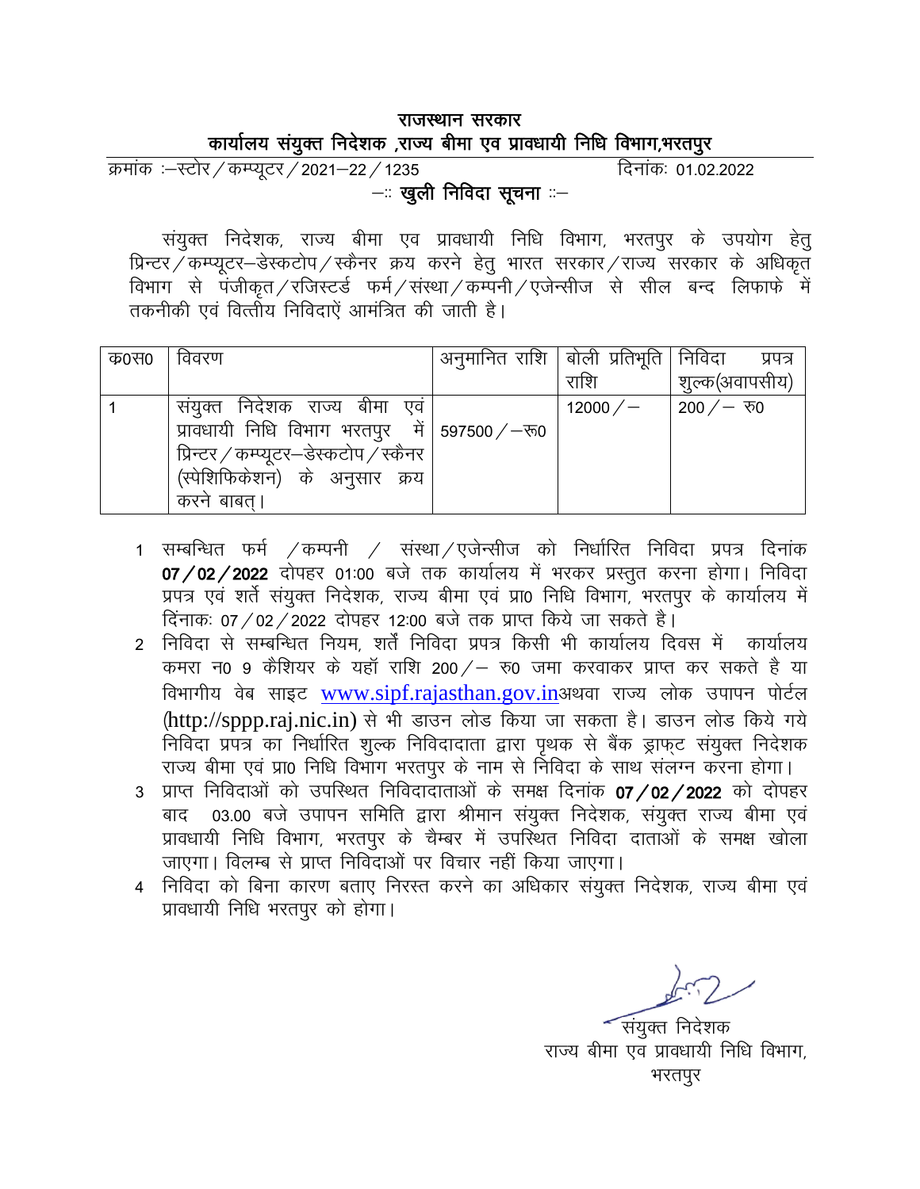# राजस्थान सरकार

## कार्यालय संयुक्त निदेशक ,राज्य बीमा एव प्रावधायी निधि विभाग,भरतपुर

क्रमांक :–स्टोर / कम्प्यूटर / 2021–22 / 1235 दिनांकः 01.02.2022

### –:: **खुली निविदा सूचना** ::–

संयुक्त निदेशक, राज्य बीमा एव प्रावधायी निधि विभाग, भरतपुर के उपयोग हेतु प्रिन्टर / कम्प्यूटर–डेस्कटोप / स्कैनर क्रय करने हेतु भारत सरकार / राज्य सरकार के अधिकृत विभाग से पंजीकृत / रजिस्टर्ड फर्म / संस्था / कम्पनी / एजेन्सीज से सील बन्द लिफाफे में तकनीकी एवं वित्तीय निविदाऐं आमंत्रित की जाती है।

| क0स0 | विवरण | अनुमानित राशि | बोली प्रतिभूति राशि | निविदा प्रपत्र शुल्क(अवापसीय) |
|---|---|---|---|---|
| 1 | संयुक्त निदेशक राज्य बीमा एवं प्रावधायी निधि विभाग भरतपुर में प्रिन्टर / कम्प्यूटर–डेस्कटोप / स्कैनर (स्पेशिफिकेशन) के अनुसार क्रय करने बाबत्। | 597500 / –रू0 | 12000 / – | 200 / – रु0 |

1. सम्बन्धित फर्म / कम्पनी / संस्था / एजेन्सीज को निर्धारित निविदा प्रपत्र दिनांक **07 / 02 / 2022** दोपहर 01:00 बजे तक कार्यालय में भरकर प्रस्तुत करना होगा। निविदा प्रपत्र एवं शर्ते संयुक्त निदेशक, राज्य बीमा एवं प्रा0 निधि विभाग, भरतपुर के कार्यालय में दिंनाकः 07 / 02 / 2022 दोपहर 12:00 बजे तक प्राप्त किये जा सकते है।
2. निविदा से सम्बन्धित नियम, शर्ते निविदा प्रपत्र किसी भी कार्यालय दिवस में कार्यालय कमरा न0 9 कैशियर के यहॉ राशि 200 / – रु0 जमा करवाकर प्राप्त कर सकते है या विभागीय वेब साइट www.sipf.rajasthan.gov.inअथवा राज्य लोक उपापन पोर्टल (http://sppp.raj.nic.in) से भी डाउन लोड किया जा सकता है। डाउन लोड किये गये निविदा प्रपत्र का निर्धारित शुल्क निविदादाता द्वारा पृथक से बैंक ड्राफ्ट संयुक्त निदेशक राज्य बीमा एवं प्रा0 निधि विभाग भरतपुर के नाम से निविदा के साथ संलग्न करना होगा।
3. प्राप्त निविदाओं को उपस्थित निविदादाताओं के समक्ष दिनांक **07 / 02 / 2022** को दोपहर बाद 03.00 बजे उपापन समिति द्वारा श्रीमान संयुक्त निदेशक, संयुक्त राज्य बीमा एवं प्रावधायी निधि विभाग, भरतपुर के चैम्बर में उपस्थित निविदा दाताओं के समक्ष खोला जाएगा। विलम्ब से प्राप्त निविदाओं पर विचार नहीं किया जाएगा।
4. निविदा को बिना कारण बताए निरस्त करने का अधिकार संयुक्त निदेशक, राज्य बीमा एवं प्रावधायी निधि भरतपुर को होगा।

संयुक्त निदेशक
राज्य बीमा एव प्रावधायी निधि विभाग,
भरतपुर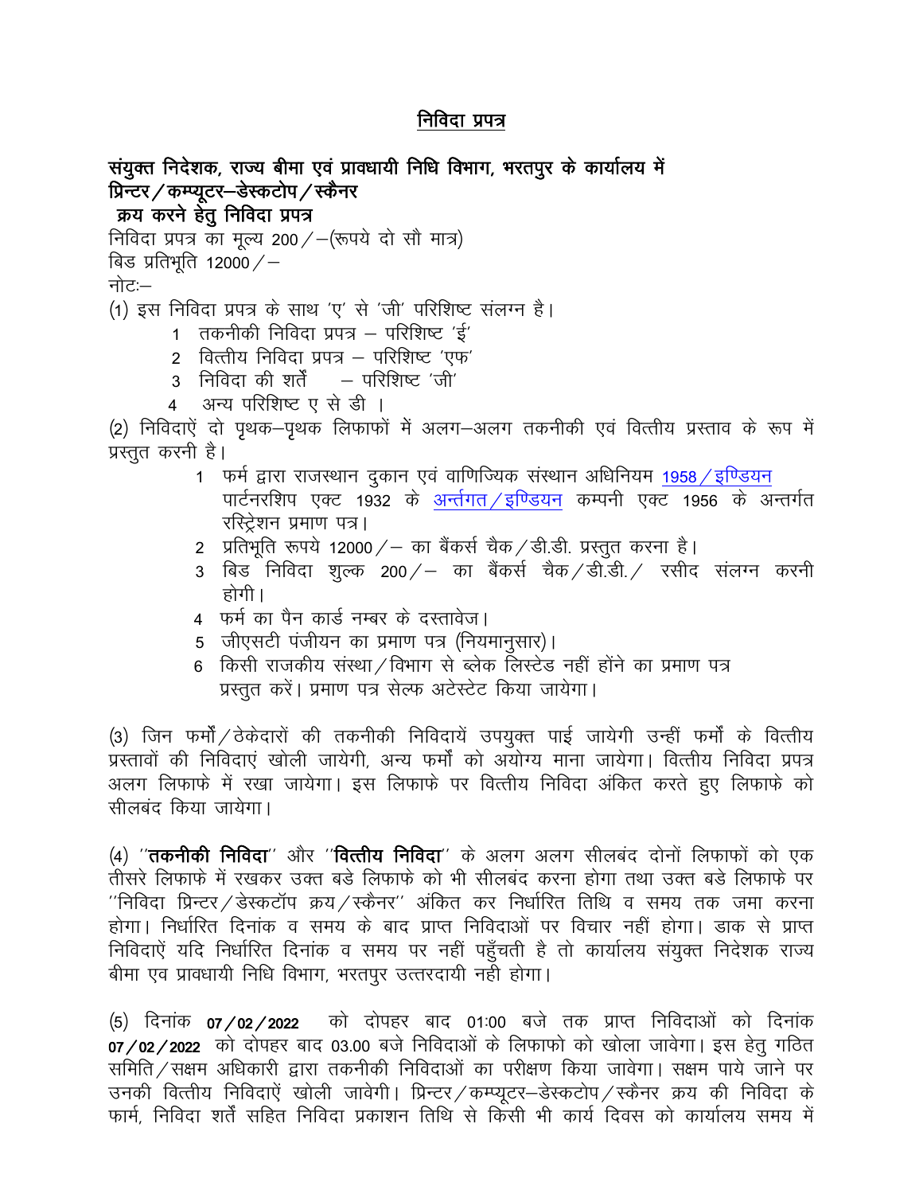## निविदा प्रपत्र

**संयुक्त निदेशक, राज्य बीमा एवं प्रावधायी निधि विभाग, भरतपुर के कार्यालय में प्रिन्टर/कम्प्यूटर–डेस्कटोप/स्कैनर क्रय करने हेतु निविदा प्रपत्र**

निविदा प्रपत्र का मूल्य 200/–(रूपये दो सौ मात्र)

बिड प्रतिभूति 12000/–

नोटः–

(1) इस निविदा प्रपत्र के साथ 'ए' से 'जी' परिशिष्ट संलग्न है।

1. तकनीकी निविदा प्रपत्र – परिशिष्ट 'ई'
2. वित्तीय निविदा प्रपत्र – परिशिष्ट 'एफ'
3. निविदा की शर्तें – परिशिष्ट 'जी'
4. अन्य परिशिष्ट ए से डी ।

(2) निविदाऐं दो पृथक–पृथक लिफाफों में अलग–अलग तकनीकी एवं वित्तीय प्रस्ताव के रूप में प्रस्तुत करनी है।

1. फर्म द्वारा राजस्थान दुकान एवं वाणिज्यिक संस्थान अधिनियम 1958/इण्डियन पार्टनरशिप एक्ट 1932 के अन्तर्गत/इण्डियन कम्पनी एक्ट 1956 के अन्तर्गत रस्ट्रेशन प्रमाण पत्र।
2. प्रतिभूति रूपये 12000/– का बैंकर्स चैक/डी.डी. प्रस्तुत करना है।
3. बिड निविदा शुल्क 200/– का बैंकर्स चैक/डी.डी./ रसीद संलग्न करनी होगी।
4. फर्म का पैन कार्ड नम्बर के दस्तावेज।
5. जीएसटी पंजीयन का प्रमाण पत्र (नियमानुसार)।
6. किसी राजकीय संस्था/विभाग से ब्लेक लिस्टेड नहीं होंने का प्रमाण पत्र प्रस्तुत करें। प्रमाण पत्र सेल्फ अटेस्टेट किया जायेगा।

(3) जिन फर्मों/ठेकेदारों की तकनीकी निविदायें उपयुक्त पाई जायेगी उन्हीं फर्मों के वित्तीय प्रस्तावों की निविदाएं खोली जायेगी, अन्य फर्मों को अयोग्य माना जायेगा। वित्तीय निविदा प्रपत्र अलग लिफाफे में रखा जायेगा। इस लिफाफे पर वित्तीय निविदा अंकित करते हुए लिफाफे को सीलबंद किया जायेगा।

(4) ''**तकनीकी निविदा**'' और ''**वित्तीय निविदा**'' के अलग अलग सीलबंद दोनों लिफाफों को एक तीसरे लिफाफे में रखकर उक्त बडे लिफाफे को भी सीलबंद करना होगा तथा उक्त बडे लिफाफे पर ''निविदा प्रिन्टर/डेस्कटॉप क्रय/स्कैनर'' अंकित कर निर्धारित तिथि व समय तक जमा करना होगा। निर्धारित दिनांक व समय के बाद प्राप्त निविदाओं पर विचार नहीं होगा। डाक से प्राप्त निविदाऐं यदि निर्धारित दिनांक व समय पर नहीं पहुँचती है तो कार्यालय संयुक्त निदेशक राज्य बीमा एव प्रावधायी निधि विभाग, भरतपुर उत्तरदायी नही होगा।

(5) दिनांक **07/02/2022** को दोपहर बाद 01:00 बजे तक प्राप्त निविदाओं को दिनांक **07/02/2022** को दोपहर बाद 03.00 बजे निविदाओं के लिफाफो को खोला जावेगा। इस हेतु गठित समिति/सक्षम अधिकारी द्वारा तकनीकी निविदाओं का परीक्षण किया जावेगा। सक्षम पाये जाने पर उनकी वित्तीय निविदाऐं खोली जावेगी। प्रिन्टर/कम्प्यूटर–डेस्कटोप/स्कैनर क्रय की निविदा के फार्म, निविदा शर्तें सहित निविदा प्रकाशन तिथि से किसी भी कार्य दिवस को कार्यालय समय में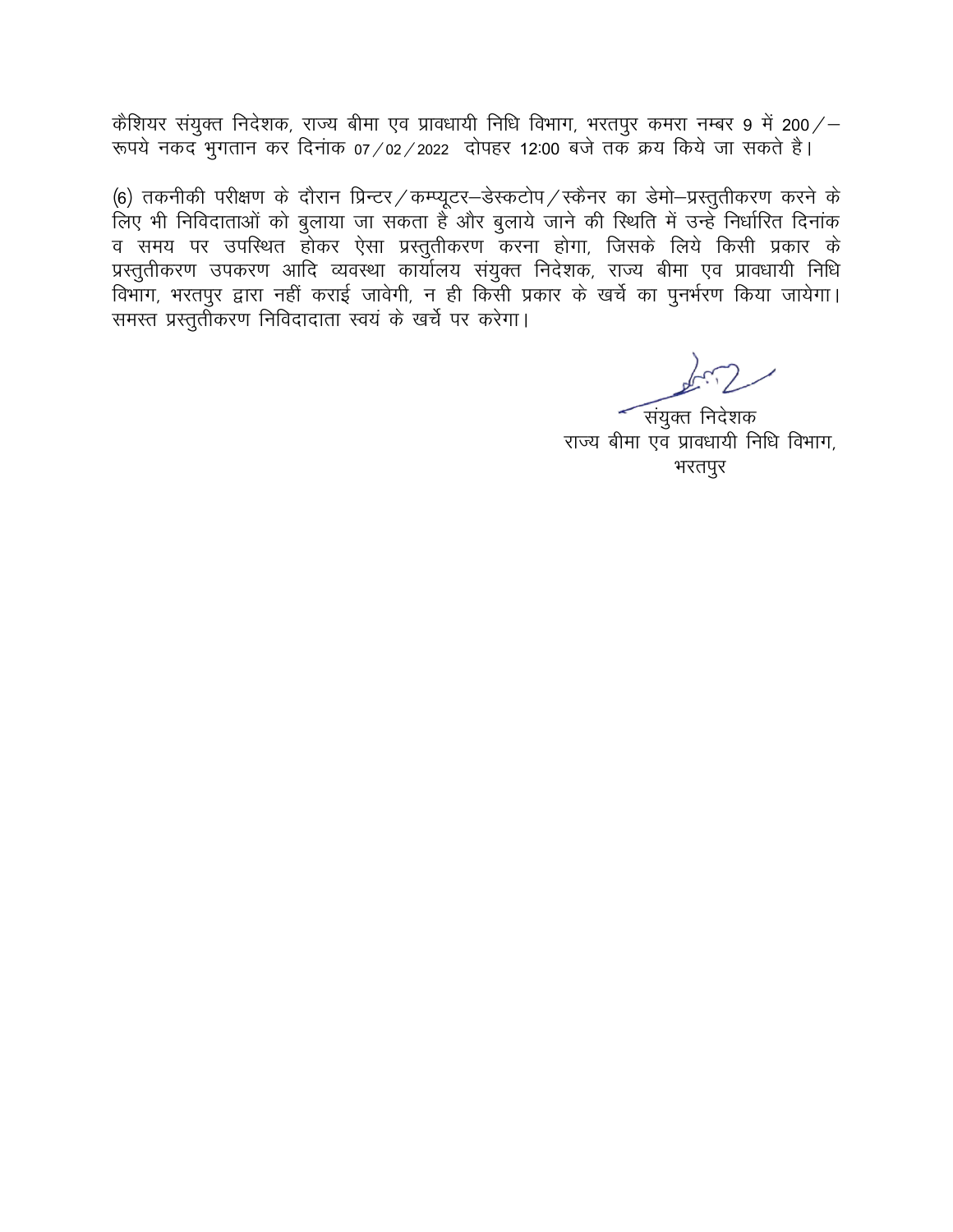कैशियर संयुक्त निदेशक, राज्य बीमा एव प्रावधायी निधि विभाग, भरतपुर कमरा नम्बर 9 में 200/– रूपये नकद भुगतान कर दिनांक 07/02/2022 दोपहर 12:00 बजे तक क्रय किये जा सकते है।

(6) तकनीकी परीक्षण के दौरान प्रिन्टर/कम्प्यूटर–डेस्कटोप/स्कैनर का डेमो–प्रस्तुतीकरण करने के लिए भी निविदाताओं को बुलाया जा सकता है और बुलाये जाने की स्थिति में उन्हे निर्धारित दिनांक व समय पर उपस्थित होकर ऐसा प्रस्तुतीकरण करना होगा, जिसके लिये किसी प्रकार के प्रस्तुतीकरण उपकरण आदि व्यवस्था कार्यालय संयुक्त निदेशक, राज्य बीमा एव प्रावधायी निधि विभाग, भरतपुर द्वारा नहीं कराई जावेगी, न ही किसी प्रकार के खर्चे का पुनर्भरण किया जायेगा। समस्त प्रस्तुतीकरण निविदादाता स्वयं के खर्चे पर करेगा।

संयुक्त निदेशक
राज्य बीमा एव प्रावधायी निधि विभाग,
भरतपुर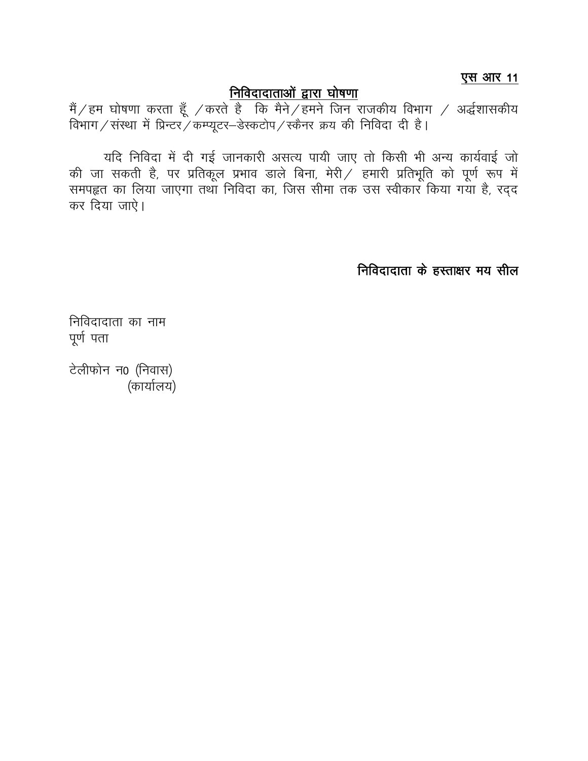**एस आर 11**

## निविदादाताओं द्वारा घोषणा

मैं/हम घोषणा करता हूँ /करते है कि मैने/हमने जिन राजकीय विभाग / अर्द्धशासकीय विभाग/संस्था में प्रिन्टर/कम्प्यूटर–डेस्कटोप/स्कैनर क्रय की निविदा दी है।

यदि निविदा में दी गई जानकारी असत्य पायी जाए तो किसी भी अन्य कार्यवाई जो की जा सकती है, पर प्रतिकूल प्रभाव डाले बिना, मेरी/ हमारी प्रतिभूति को पूर्ण रूप में समपहृत का लिया जाएगा तथा निविदा का, जिस सीमा तक उस स्वीकार किया गया है, रद्द कर दिया जाऐ।

**निविदादाता के हस्ताक्षर मय सील**

निविदादाता का नाम
पूर्ण पता

टेलीफोन न0 (निवास)
(कार्यालय)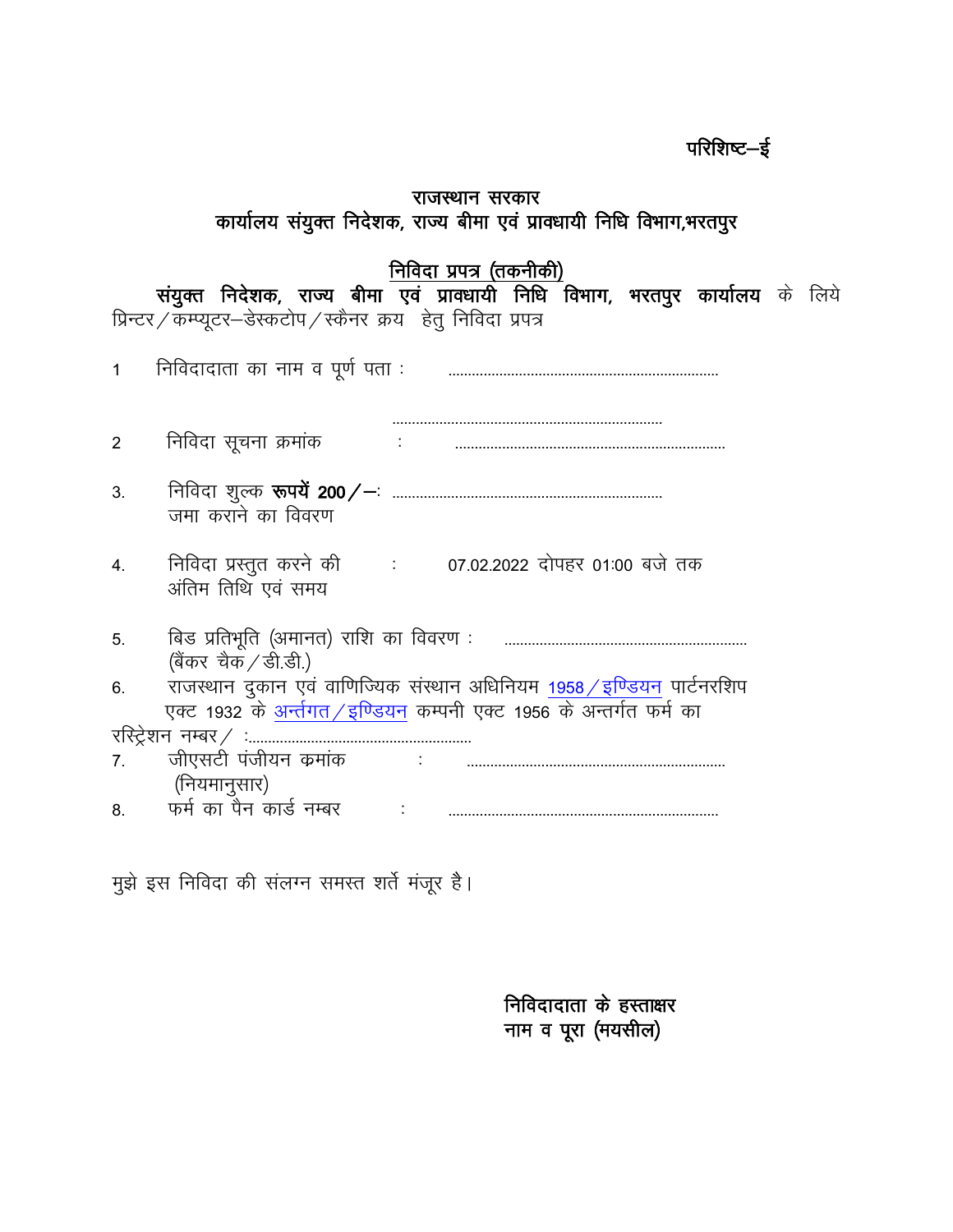परिशिष्ट–ई

## राजस्थान सरकार
## कार्यालय संयुक्त निदेशक, राज्य बीमा एवं प्रावधायी निधि विभाग,भरतपुर

### <u>निविदा प्रपत्र (तकनीकी)</u>

**संयुक्त निदेशक, राज्य बीमा एवं प्रावधायी निधि विभाग, भरतपुर कार्यालय** के लिये प्रिन्टर/कम्प्यूटर–डेस्कटोप/स्कैनर क्रय हेतु निविदा प्रपत्र

1 निविदादाता का नाम व पूर्ण पता : ....................................................................

....................................................................

2 निविदा सूचना क्रमांक : ....................................................................

3. निविदा शुल्क **रूपयें 200/–**: ....................................................................
जमा कराने का विवरण

4. निविदा प्रस्तुत करने की : 07.02.2022 दोपहर 01:00 बजे तक
अंतिम तिथि एवं समय

5. बिड प्रतिभूति (अमानत) राशि का विवरण : ..............................................................
(बैंकर चैक/डी.डी.)

6. राजस्थान दुकान एवं वाणिज्यिक संस्थान अधिनियम 1958/इण्डियन पार्टनरशिप एक्ट 1932 के अर्न्तगत/इण्डियन कम्पनी एक्ट 1956 के अन्तर्गत फर्म का रस्ट्रिेशन नम्बर/ :........................................................

7. जीएसटी पंजीयन क्रमांक : .................................................................
(नियमानुसार)

8. फर्म का पैन कार्ड नम्बर : ....................................................................

मुझे इस निविदा की संलग्न समस्त शर्ते मंजूर है।

**निविदादाता के हस्ताक्षर**
**नाम व पूरा (मयसील)**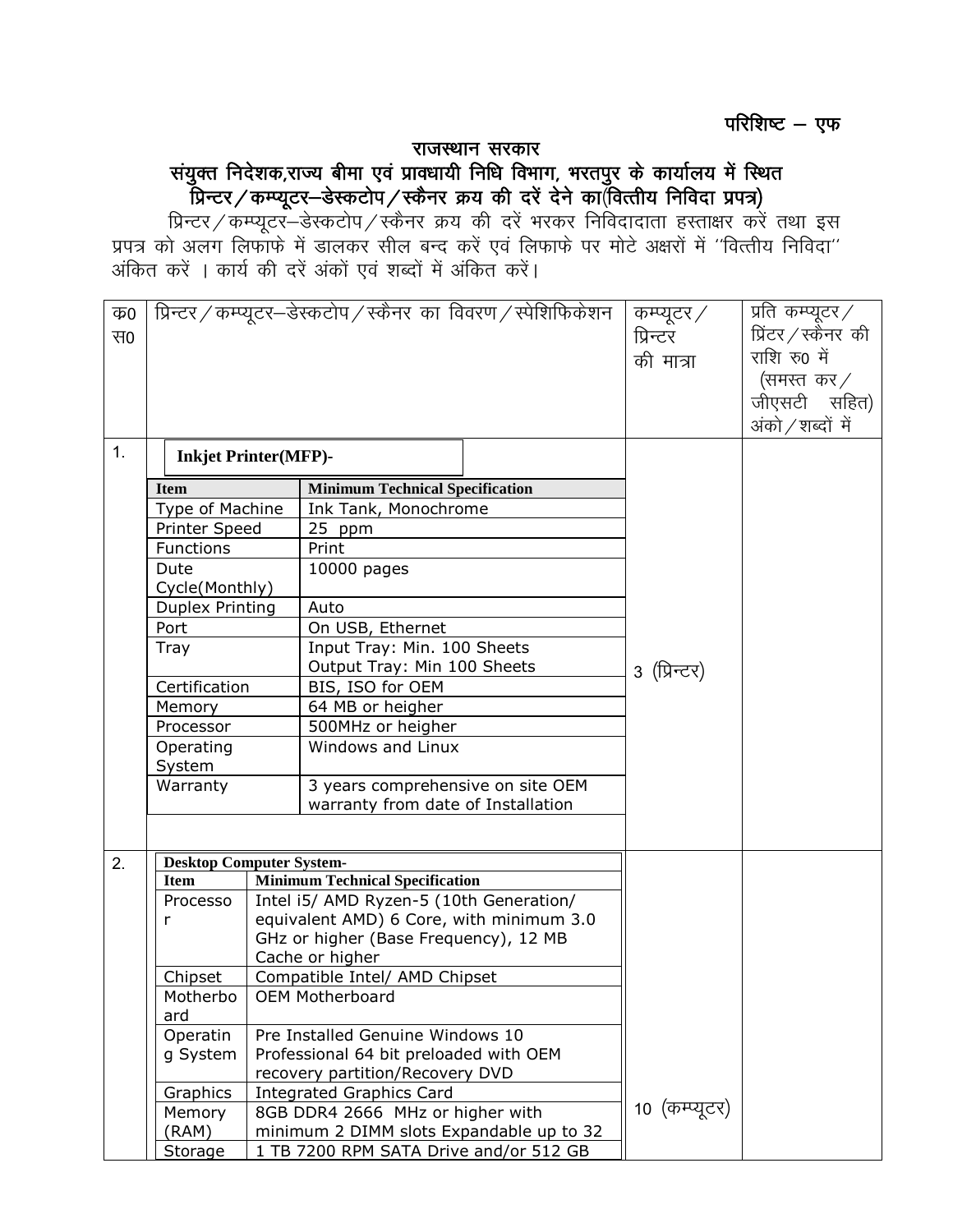**परिशिष्ट – एफ**

# राजस्थान सरकार

## संयुक्त निदेशक,राज्य बीमा एवं प्रावधायी निधि विभाग, भरतपुर के कार्यालय में स्थित प्रिन्टर/कम्प्यूटर–डेस्कटोप/स्कैनर क्रय की दरें देने का(वित्तीय निविदा प्रपत्र)

प्रिन्टर/कम्प्यूटर–डेस्कटोप/स्कैनर क्रय की दरें भरकर निविदादाता हस्ताक्षर करें तथा इस प्रपत्र को अलग लिफाफे में डालकर सील बन्द करें एवं लिफाफे पर मोटे अक्षरों में ''वित्तीय निविदा'' अंकित करें । कार्य की दरें अंकों एवं शब्दों में अंकित करें।

| क0 स0 | प्रिन्टर/कम्प्यूटर–डेस्कटोप/स्कैनर का विवरण/स्पेशिफिकेशन | कम्प्यूटर/ प्रिन्टर की मात्रा | प्रति कम्प्यूटर/ प्रिंटर/स्कैनर की राशि रु0 में (समस्त कर/ जीएसटी सहित) अंको/शब्दों में |
|---|---|---|---|
| 1. | **Inkjet Printer(MFP)-** | 3 (प्रिन्टर) | |
| 2. | **Desktop Computer System-** | 10 (कम्प्यूटर) | |

**Inkjet Printer(MFP)-**

| Item | Minimum Technical Specification |
|---|---|
| Type of Machine | Ink Tank, Monochrome |
| Printer Speed | 25 ppm |
| Functions | Print |
| Dute Cycle(Monthly) | 10000 pages |
| Duplex Printing | Auto |
| Port | On USB, Ethernet |
| Tray | Input Tray: Min. 100 Sheets<br>Output Tray: Min 100 Sheets |
| Certification | BIS, ISO for OEM |
| Memory | 64 MB or heigher |
| Processor | 500MHz or heigher |
| Operating System | Windows and Linux |
| Warranty | 3 years comprehensive on site OEM warranty from date of Installation |

**Desktop Computer System-**

| Item | Minimum Technical Specification |
|---|---|
| Processor | Intel i5/ AMD Ryzen-5 (10th Generation/ equivalent AMD) 6 Core, with minimum 3.0 GHz or higher (Base Frequency), 12 MB Cache or higher |
| Chipset | Compatible Intel/ AMD Chipset |
| Motherboard | OEM Motherboard |
| Operating System | Pre Installed Genuine Windows 10 Professional 64 bit preloaded with OEM recovery partition/Recovery DVD |
| Graphics | Integrated Graphics Card |
| Memory (RAM) | 8GB DDR4 2666 MHz or higher with minimum 2 DIMM slots Expandable up to 32 |
| Storage | 1 TB 7200 RPM SATA Drive and/or 512 GB |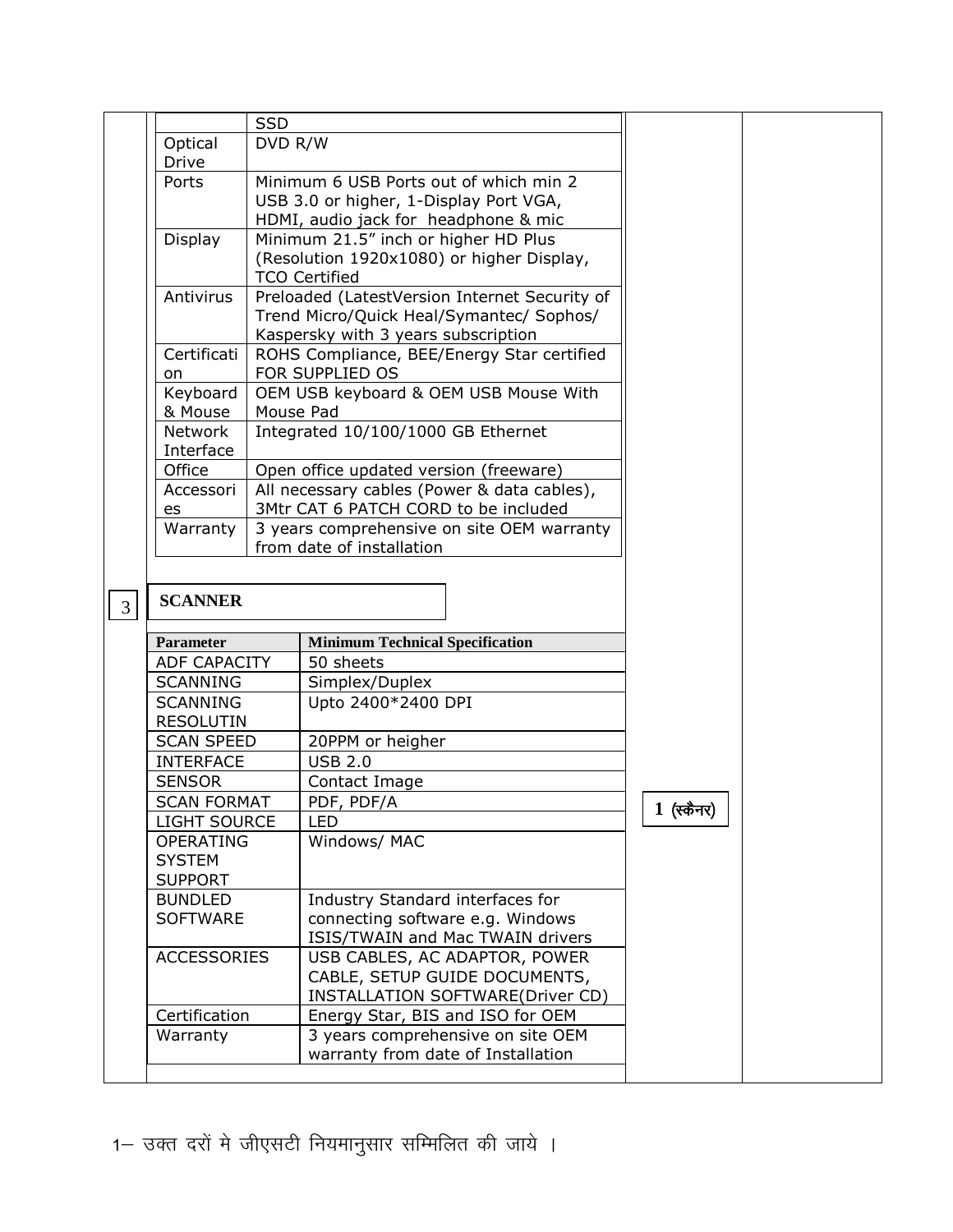| | | | |
|---|---|---|---|
| | SSD | | |
| Optical Drive | DVD R/W | | |
| Ports | Minimum 6 USB Ports out of which min 2 USB 3.0 or higher, 1-Display Port VGA, HDMI, audio jack for headphone & mic | | |
| Display | Minimum 21.5" inch or higher HD Plus (Resolution 1920x1080) or higher Display, TCO Certified | | |
| Antivirus | Preloaded (LatestVersion Internet Security of Trend Micro/Quick Heal/Symantec/ Sophos/ Kaspersky with 3 years subscription | | |
| Certification | ROHS Compliance, BEE/Energy Star certified FOR SUPPLIED OS | | |
| Keyboard & Mouse | OEM USB keyboard & OEM USB Mouse With Mouse Pad | | |
| Network Interface | Integrated 10/100/1000 GB Ethernet | | |
| Office | Open office updated version (freeware) | | |
| Accessories | All necessary cables (Power & data cables), 3Mtr CAT 6 PATCH CORD to be included | | |
| Warranty | 3 years comprehensive on site OEM warranty from date of installation | | |

3 **SCANNER**

| Parameter | Minimum Technical Specification |
|---|---|
| ADF CAPACITY | 50 sheets |
| SCANNING | Simplex/Duplex |
| SCANNING RESOLUTIN | Upto 2400*2400 DPI |
| SCAN SPEED | 20PPM or heigher |
| INTERFACE | USB 2.0 |
| SENSOR | Contact Image |
| SCAN FORMAT | PDF, PDF/A |
| LIGHT SOURCE | LED |
| OPERATING SYSTEM SUPPORT | Windows/ MAC |
| BUNDLED SOFTWARE | Industry Standard interfaces for connecting software e.g. Windows ISIS/TWAIN and Mac TWAIN drivers |
| ACCESSORIES | USB CABLES, AC ADAPTOR, POWER CABLE, SETUP GUIDE DOCUMENTS, INSTALLATION SOFTWARE(Driver CD) |
| Certification | Energy Star, BIS and ISO for OEM |
| Warranty | 3 years comprehensive on site OEM warranty from date of Installation |

**1 (स्कैनर)**

1– उक्त दरों मे जीएसटी नियमानुसार सम्मिलित की जाये ।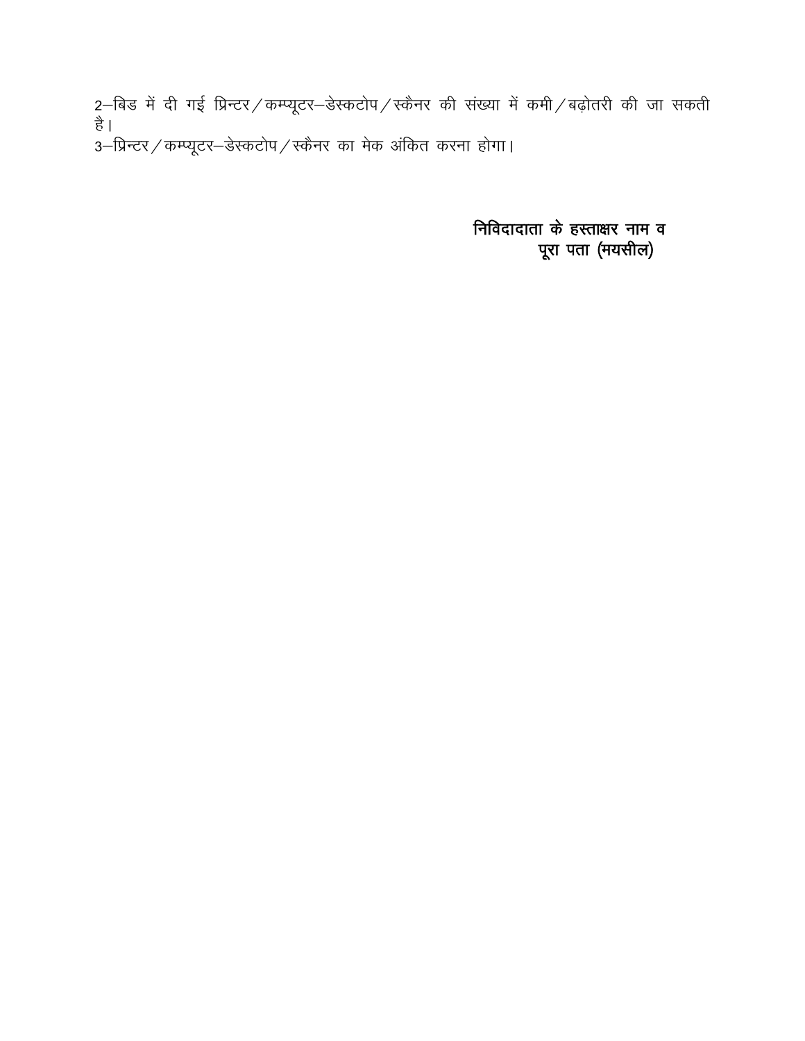2–बिड में दी गई प्रिन्टर/कम्प्यूटर–डेस्कटोप/स्कैनर की संख्या में कमी/बढ़ोतरी की जा सकती है।

3–प्रिन्टर/कम्प्यूटर–डेस्कटोप/स्कैनर का मेक अंकित करना होगा।

**निविदादाता के हस्ताक्षर नाम व**
**पूरा पता (मयसील)**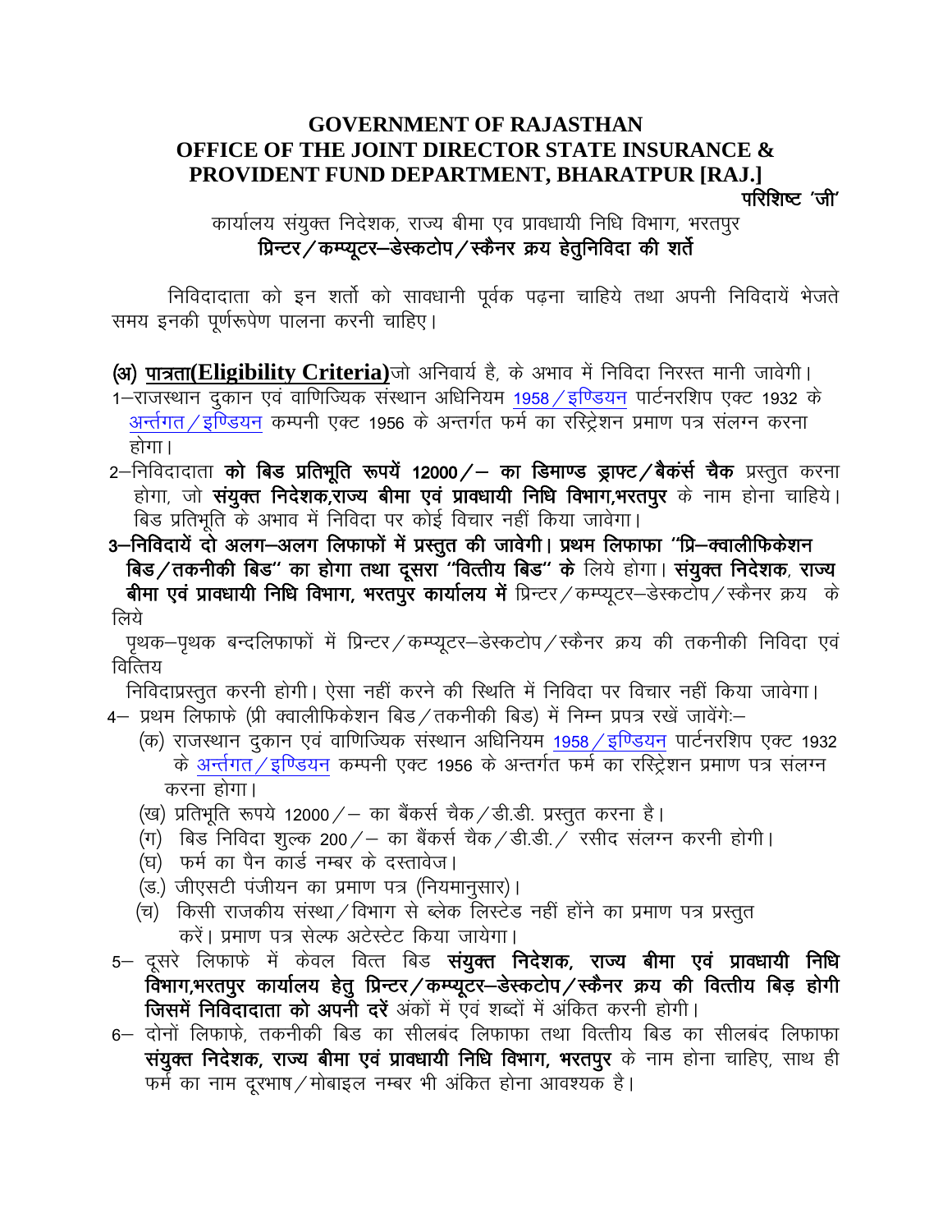# GOVERNMENT OF RAJASTHAN
# OFFICE OF THE JOINT DIRECTOR STATE INSURANCE & PROVIDENT FUND DEPARTMENT, BHARATPUR [RAJ.]

परिशिष्ट 'जी'

कार्यालय संयुक्त निदेशक, राज्य बीमा एव प्रावधायी निधि विभाग, भरतपुर

## प्रिन्टर/कम्प्यूटर–डेस्कटोप/स्कैनर क्रय हेतुनिविदा की शर्ते

निविदादाता को इन शर्तो को सावधानी पूर्वक पढ़ना चाहिये तथा अपनी निविदायें भेजते समय इनकी पूर्णरूपेण पालना करनी चाहिए।

**(अ) पात्रता(Eligibility Criteria)**जो अनिवार्य है, के अभाव में निविदा निरस्त मानी जावेगी।

1–राजस्थान दुकान एवं वाणिज्यिक संस्थान अधिनियम 1958/इण्डियन पार्टनरशिप एक्ट 1932 के अन्तर्गत/इण्डियन कम्पनी एक्ट 1956 के अन्तर्गत फर्म का रस्ट्रिेशन प्रमाण पत्र संलग्न करना होगा।

2–निविदादाता **को बिड प्रतिभूति रूपयें 12000/– का डिमाण्ड ड्राफ्ट/बैकंर्स चैक** प्रस्तुत करना होगा, जो **संयुक्त निदेशक,राज्य बीमा एवं प्रावधायी निधि विभाग,भरतपुर** के नाम होना चाहिये। बिड प्रतिभूति के अभाव में निविदा पर कोई विचार नहीं किया जावेगा।

**3–निविदायें दो अलग–अलग लिफाफों में प्रस्तुत की जावेगी। प्रथम लिफाफा "प्रि–क्वालीफिकेशन बिड/तकनीकी बिड" का होगा तथा दूसरा "वित्तीय बिड" के** लिये होगा। **संयुक्त निदेशक, राज्य बीमा एवं प्रावधायी निधि विभाग, भरतपुर कार्यालय में** प्रिन्टर/कम्प्यूटर–डेस्कटोप/स्कैनर क्रय के लिये

पृथक–पृथक बन्दलिफाफों में प्रिन्टर/कम्प्यूटर–डेस्कटोप/स्कैनर क्रय की तकनीकी निविदा एवं वित्तिय

निविदाप्रस्तुत करनी होगी। ऐसा नहीं करने की स्थिति में निविदा पर विचार नहीं किया जावेगा।

4– प्रथम लिफाफे (प्री क्वालीफिकेशन बिड/तकनीकी बिड) में निम्न प्रपत्र रखें जावेंगेः–

(क) राजस्थान दुकान एवं वाणिज्यिक संस्थान अधिनियम 1958/इण्डियन पार्टनरशिप एक्ट 1932 के अन्तर्गत/इण्डियन कम्पनी एक्ट 1956 के अन्तर्गत फर्म का रस्ट्रिेशन प्रमाण पत्र संलग्न करना होगा।

(ख) प्रतिभूति रूपये 12000/– का बैंकर्स चैक/डी.डी. प्रस्तुत करना है।

(ग) बिड निविदा शुल्क 200/– का बैंकर्स चैक/डी.डी./ रसीद संलग्न करनी होगी।

(घ) फर्म का पैन कार्ड नम्बर के दस्तावेज।

(ड.) जीएसटी पंजीयन का प्रमाण पत्र (नियमानुसार)।

(च) किसी राजकीय संस्था/विभाग से ब्लेक लिस्टेड नहीं होंने का प्रमाण पत्र प्रस्तुत करें। प्रमाण पत्र सेल्फ अटेस्टेट किया जायेगा।

5– दूसरे लिफाफे में केवल वित्त बिड **संयुक्त निदेशक, राज्य बीमा एवं प्रावधायी निधि विभाग,भरतपुर कार्यालय हेतु प्रिन्टर/कम्प्यूटर–डेस्कटोप/स्कैनर क्रय की वित्तीय बिड़ होगी जिसमें निविदादाता को अपनी दरें** अंकों में एवं शब्दों में अंकित करनी होगी।

6– दोनों लिफाफे, तकनीकी बिड का सीलबंद लिफाफा तथा वित्तीय बिड का सीलबंद लिफाफा **संयुक्त निदेशक, राज्य बीमा एवं प्रावधायी निधि विभाग, भरतपुर** के नाम होना चाहिए, साथ ही फर्म का नाम दूरभाष/मोबाइल नम्बर भी अंकित होना आवश्यक है।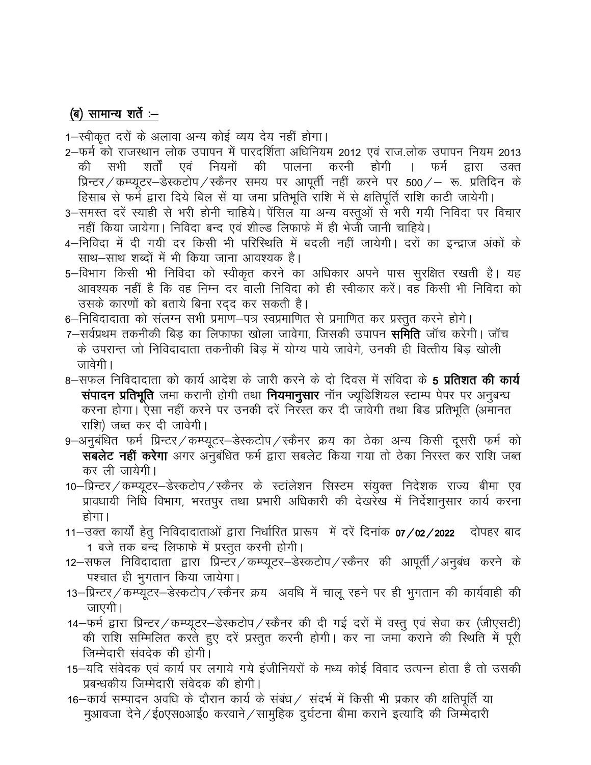**(ब) सामान्य शर्ते :–**

1–स्वीकृत दरों के अलावा अन्य कोई व्यय देय नहीं होगा।

2–फर्म को राजस्थान लोक उपापन में पारदर्शिता अधिनियम 2012 एवं राज.लोक उपापन नियम 2013 की सभी शर्तों एवं नियमों की पालना करनी होगी । फर्म द्वारा उक्त प्रिन्टर/कम्प्यूटर–डेस्कटोप/स्कैनर समय पर आपूर्ती नहीं करने पर 500/– रू. प्रतिदिन के हिसाब से फर्म द्वारा दिये बिल सें या जमा प्रतिभूति राशि में से क्षतिपूर्ति राशि काटी जायेगी।

3–समस्त दरें स्याही से भरी होनी चाहिये। पेंसिल या अन्य वस्तुओं से भरी गयी निविदा पर विचार नहीं किया जायेगा। निविदा बन्द एवं शील्ड लिफाफे में ही भेजी जानी चाहिये।

4–निविदा में दी गयी दर किसी भी परिस्थिति में बदली नहीं जायेगी। दरों का इन्द्राज अंकों के साथ–साथ शब्दों में भी किया जाना आवश्यक है।

5–विभाग किसी भी निविदा को स्वीकृत करने का अधिकार अपने पास सुरक्षित रखती है। यह आवश्यक नहीं है कि वह निम्न दर वाली निविदा को ही स्वीकार करें। वह किसी भी निविदा को उसके कारणों को बताये बिना रद्द कर सकती है।

6–निविदादाता को संलग्न सभी प्रमाण–पत्र स्वप्रमाणित से प्रमाणित कर प्रस्तुत करने होगे।

7–सर्वप्रथम तकनीकी बिड़ का लिफाफा खोला जावेगा, जिसकी उपापन **समिति** जॉच करेगी। जॉच के उपरान्त जो निविदादाता तकनीकी बिड़ में योग्य पाये जावेगे, उनकी ही वित्तीय बिड़ खोली जावेगी।

8–सफल निविदादाता को कार्य आदेश के जारी करने के दो दिवस में संविदा के **5 प्रतिशत की कार्य संपादन प्रतिभूति** जमा करानी होगी तथा **नियमानुसार** नॉन ज्यूडिशियल स्टाम्प पेपर पर अनुबन्ध करना होगा। ऐसा नहीं करने पर उनकी दरें निरस्त कर दी जावेगी तथा बिड प्रतिभूति (अमानत राशि) जब्त कर दी जावेगी।

9–अनुबंधित फर्म प्रिन्टर/कम्प्यूटर–डेस्कटोप/स्कैनर क्रय का ठेका अन्य किसी दूसरी फर्म को **सबलेट नहीं करेगा** अगर अनुबंधित फर्म द्वारा सबलेट किया गया तो ठेका निरस्त कर राशि जब्त कर ली जायेगी।

10–प्रिन्टर/कम्प्यूटर–डेस्कटोप/स्कैनर के स्टांलेशन सिस्टम संयुक्त निदेशक राज्य बीमा एव प्रावधायी निधि विभाग, भरतपुर तथा प्रभारी अधिकारी की देखरेख में निर्देशानुसार कार्य करना होगा।

11–उक्त कार्यों हेतु निविदादाताओं द्वारा निर्धारित प्रारूप में दरें दिनांक 07/02/2022 दोपहर बाद 1 बजे तक बन्द लिफाफे में प्रस्तुत करनी होगी।

12–सफल निविदादाता द्वारा प्रिन्टर/कम्प्यूटर–डेस्कटोप/स्कैनर की आपूर्ती/अनुबंध करने के पश्चात ही भुगतान किया जायेगा।

13–प्रिन्टर/कम्प्यूटर–डेस्कटोप/स्कैनर क्रय अवधि में चालू रहने पर ही भुगतान की कार्यवाही की जाएगी।

14–फर्म द्वारा प्रिन्टर/कम्प्यूटर–डेस्कटोप/स्कैनर की दी गई दरों में वस्तु एवं सेवा कर (जीएसटी) की राशि सम्मिलित करते हुए दरें प्रस्तुत करनी होगी। कर ना जमा कराने की स्थिति में पूरी जिम्मेदारी संवदेक की होगी।

15–यदि संवेदक एवं कार्य पर लगाये गये इंजीनियरों के मध्य कोई विवाद उत्पन्न होता है तो उसकी प्रबन्धकीय जिम्मेदारी संवेदक की होगी।

16–कार्य सम्पादन अवधि के दौरान कार्य के संबंध/ संदर्भ में किसी भी प्रकार की क्षतिपूर्ति या मुआवजा देने/ई0एस0आई0 करवाने/सामुहिक दुर्घटना बीमा कराने इत्यादि की जिम्मेदारी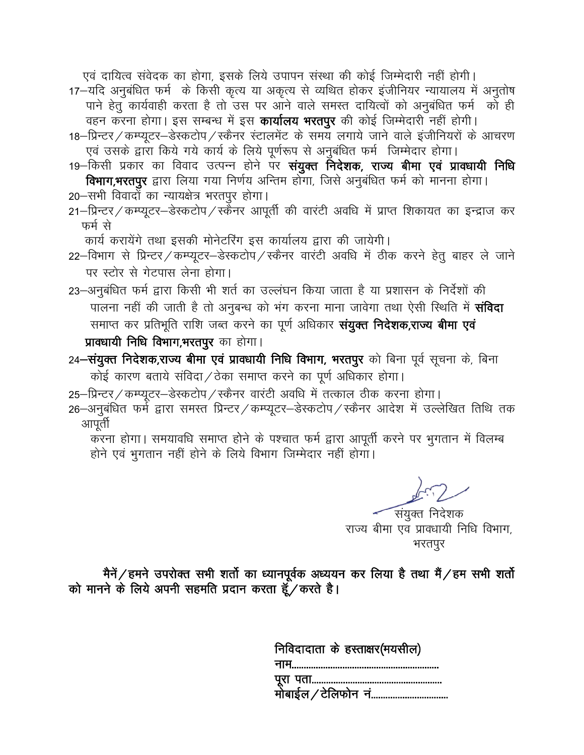एवं दायित्व संवेदक का होगा, इसके लिये उपापन संस्था की कोई जिम्मेदारी नहीं होगी।

17–यदि अनुबंधित फर्म के किसी कृत्य या अकृत्य से व्यथित होकर इंजीनियर न्यायालय में अनुतोष पाने हेतु कार्यवाही करता है तो उस पर आने वाले समस्त दायित्वों को अनुबंधित फर्म को ही वहन करना होगा। इस सम्बन्ध में इस **कार्यालय भरतपुर** की कोई जिम्मेदारी नहीं होगी।

18–प्रिन्टर/कम्प्यूटर–डेस्कटोप/स्कैनर स्टालमेंट के समय लगाये जाने वाले इंजीनियरों के आचरण एवं उसके द्वारा किये गये कार्य के लिये पूर्णरूप से अनुबंधित फर्म जिम्मेदार होगा।

19–किसी प्रकार का विवाद उत्पन्न होने पर **संयुक्त निदेशक, राज्य बीमा एवं प्रावधायी निधि विभाग,भरतपुर** द्वारा लिया गया निर्णय अन्तिम होगा, जिसे अनुबंधित फर्म को मानना होगा।

20–सभी विवादों का न्यायक्षेत्र भरतपुर होगा।

21–प्रिन्टर/कम्प्यूटर–डेस्कटोप/स्कैनर आपूर्ती की वारंटी अवधि में प्राप्त शिकायत का इन्द्राज कर फर्म से

कार्य करायेंगे तथा इसकी मोनेटरिंग इस कार्यालय द्वारा की जायेगी।

22–विभाग से प्रिन्टर/कम्प्यूटर–डेस्कटोप/स्कैनर वारंटी अवधि में ठीक करने हेतु बाहर ले जाने पर स्टोर से गेटपास लेना होगा।

23–अनुबंधित फर्म द्वारा किसी भी शर्त का उल्लंघन किया जाता है या प्रशासन के निर्देशों की पालना नहीं की जाती है तो अनुबन्ध को भंग करना माना जावेगा तथा ऐसी स्थिति में **संविदा** समाप्त कर प्रतिभूति राशि जब्त करने का पूर्ण अधिकार **संयुक्त निदेशक,राज्य बीमा एवं प्रावधायी निधि विभाग,भरतपुर** का होगा।

24–**संयुक्त निदेशक,राज्य बीमा एवं प्रावधायी निधि विभाग, भरतपुर** को बिना पूर्व सूचना के, बिना कोई कारण बताये संविदा/ठेका समाप्त करने का पूर्ण अधिकार होगा।

25–प्रिन्टर/कम्प्यूटर–डेस्कटोप/स्कैनर वारंटी अवधि में तत्काल ठीक करना होगा।

26–अनुबंधित फर्म द्वारा समस्त प्रिन्टर/कम्प्यूटर–डेस्कटोप/स्कैनर आदेश में उल्लेखित तिथि तक आपूर्ती

करना होगा। समयावधि समाप्त होने के पश्चात फर्म द्वारा आपूर्ती करने पर भुगतान में विलम्ब होने एवं भुगतान नहीं होने के लिये विभाग जिम्मेदार नहीं होगा।

संयुक्त निदेशक
राज्य बीमा एवं प्रावधायी निधि विभाग,
भरतपुर

**मैनें/हमने उपरोक्त सभी शर्तो का ध्यानपूर्वक अध्ययन कर लिया है तथा मैं/हम सभी शर्तो को मानने के लिये अपनी सहमति प्रदान करता हूँ/करते है।**

**निविदादाता के हस्ताक्षर(मयसील)**
**नाम..........................................................**
**पूरा पता....................................................**
**मोबाईल/टेलिफोन नं...............................**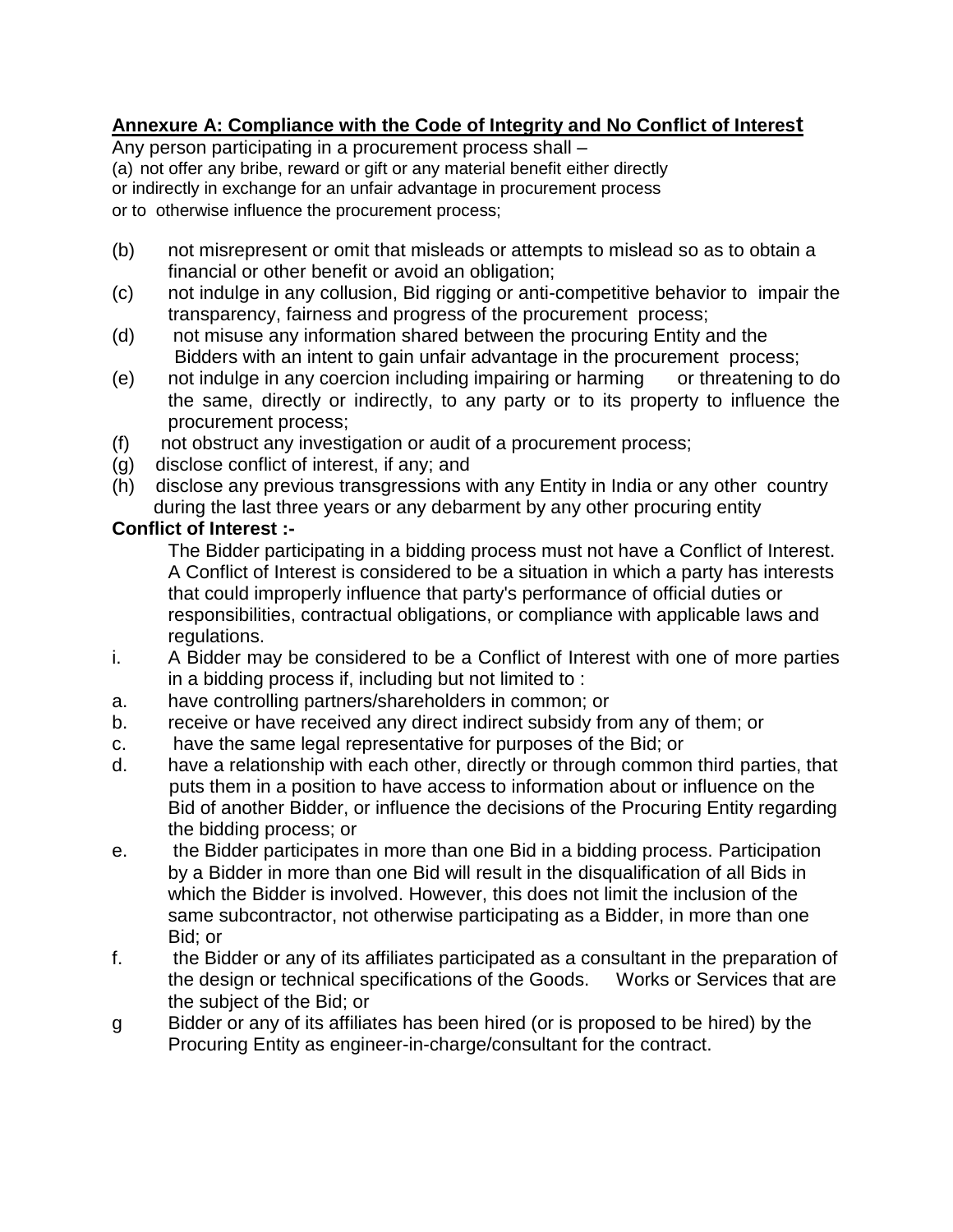## Annexure A: Compliance with the Code of Integrity and No Conflict of Interest

Any person participating in a procurement process shall –

(a) not offer any bribe, reward or gift or any material benefit either directly or indirectly in exchange for an unfair advantage in procurement process or to otherwise influence the procurement process;

(b) not misrepresent or omit that misleads or attempts to mislead so as to obtain a financial or other benefit or avoid an obligation;

(c) not indulge in any collusion, Bid rigging or anti-competitive behavior to impair the transparency, fairness and progress of the procurement process;

(d) not misuse any information shared between the procuring Entity and the Bidders with an intent to gain unfair advantage in the procurement process;

(e) not indulge in any coercion including impairing or harming or threatening to do the same, directly or indirectly, to any party or to its property to influence the procurement process;

(f) not obstruct any investigation or audit of a procurement process;

(g) disclose conflict of interest, if any; and

(h) disclose any previous transgressions with any Entity in India or any other country during the last three years or any debarment by any other procuring entity

**Conflict of Interest :-**

The Bidder participating in a bidding process must not have a Conflict of Interest. A Conflict of Interest is considered to be a situation in which a party has interests that could improperly influence that party's performance of official duties or responsibilities, contractual obligations, or compliance with applicable laws and regulations.

i. A Bidder may be considered to be a Conflict of Interest with one of more parties in a bidding process if, including but not limited to :

a. have controlling partners/shareholders in common; or

b. receive or have received any direct indirect subsidy from any of them; or

c. have the same legal representative for purposes of the Bid; or

d. have a relationship with each other, directly or through common third parties, that puts them in a position to have access to information about or influence on the Bid of another Bidder, or influence the decisions of the Procuring Entity regarding the bidding process; or

e. the Bidder participates in more than one Bid in a bidding process. Participation by a Bidder in more than one Bid will result in the disqualification of all Bids in which the Bidder is involved. However, this does not limit the inclusion of the same subcontractor, not otherwise participating as a Bidder, in more than one Bid; or

f. the Bidder or any of its affiliates participated as a consultant in the preparation of the design or technical specifications of the Goods. Works or Services that are the subject of the Bid; or

g Bidder or any of its affiliates has been hired (or is proposed to be hired) by the Procuring Entity as engineer-in-charge/consultant for the contract.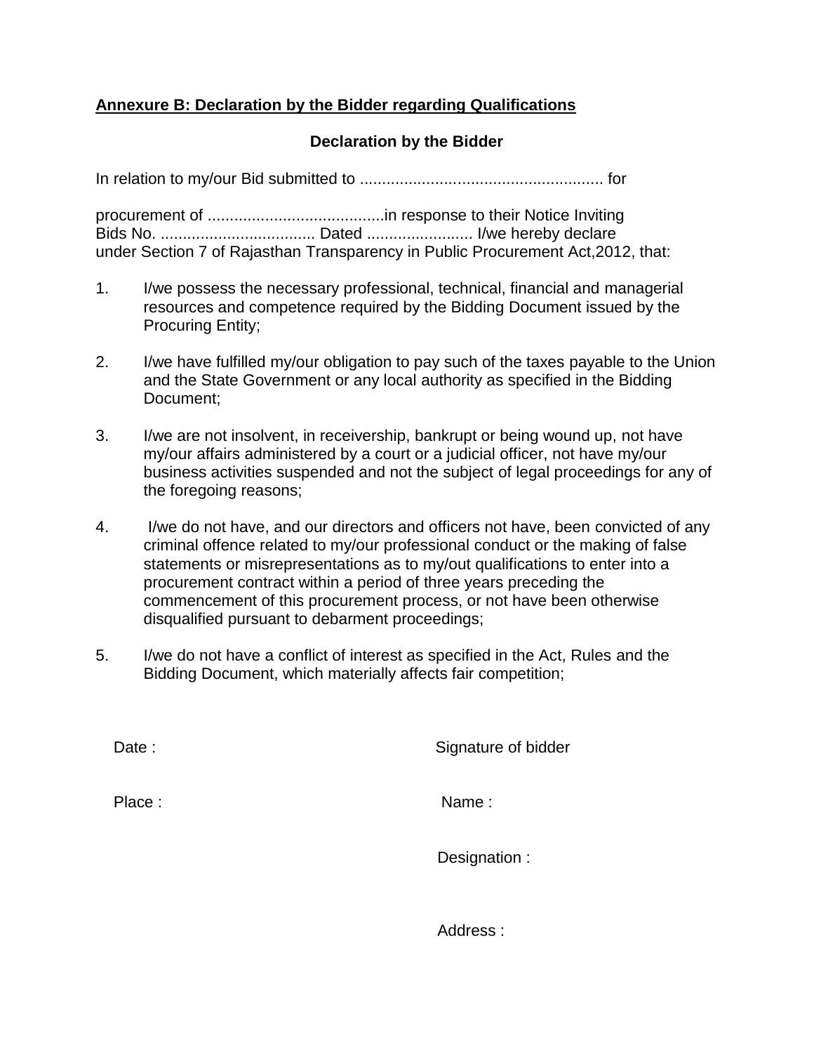## Annexure B: Declaration by the Bidder regarding Qualifications

### Declaration by the Bidder

In relation to my/our Bid submitted to ....................................................... for

procurement of ........................................in response to their Notice Inviting Bids No. ................................... Dated ........................ I/we hereby declare under Section 7 of Rajasthan Transparency in Public Procurement Act,2012, that:

1. I/we possess the necessary professional, technical, financial and managerial resources and competence required by the Bidding Document issued by the Procuring Entity;

2. I/we have fulfilled my/our obligation to pay such of the taxes payable to the Union and the State Government or any local authority as specified in the Bidding Document;

3. I/we are not insolvent, in receivership, bankrupt or being wound up, not have my/our affairs administered by a court or a judicial officer, not have my/our business activities suspended and not the subject of legal proceedings for any of the foregoing reasons;

4. I/we do not have, and our directors and officers not have, been convicted of any criminal offence related to my/our professional conduct or the making of false statements or misrepresentations as to my/out qualifications to enter into a procurement contract within a period of three years preceding the commencement of this procurement process, or not have been otherwise disqualified pursuant to debarment proceedings;

5. I/we do not have a conflict of interest as specified in the Act, Rules and the Bidding Document, which materially affects fair competition;

Date : 

Place : 

Signature of bidder

Name :

Designation :

Address :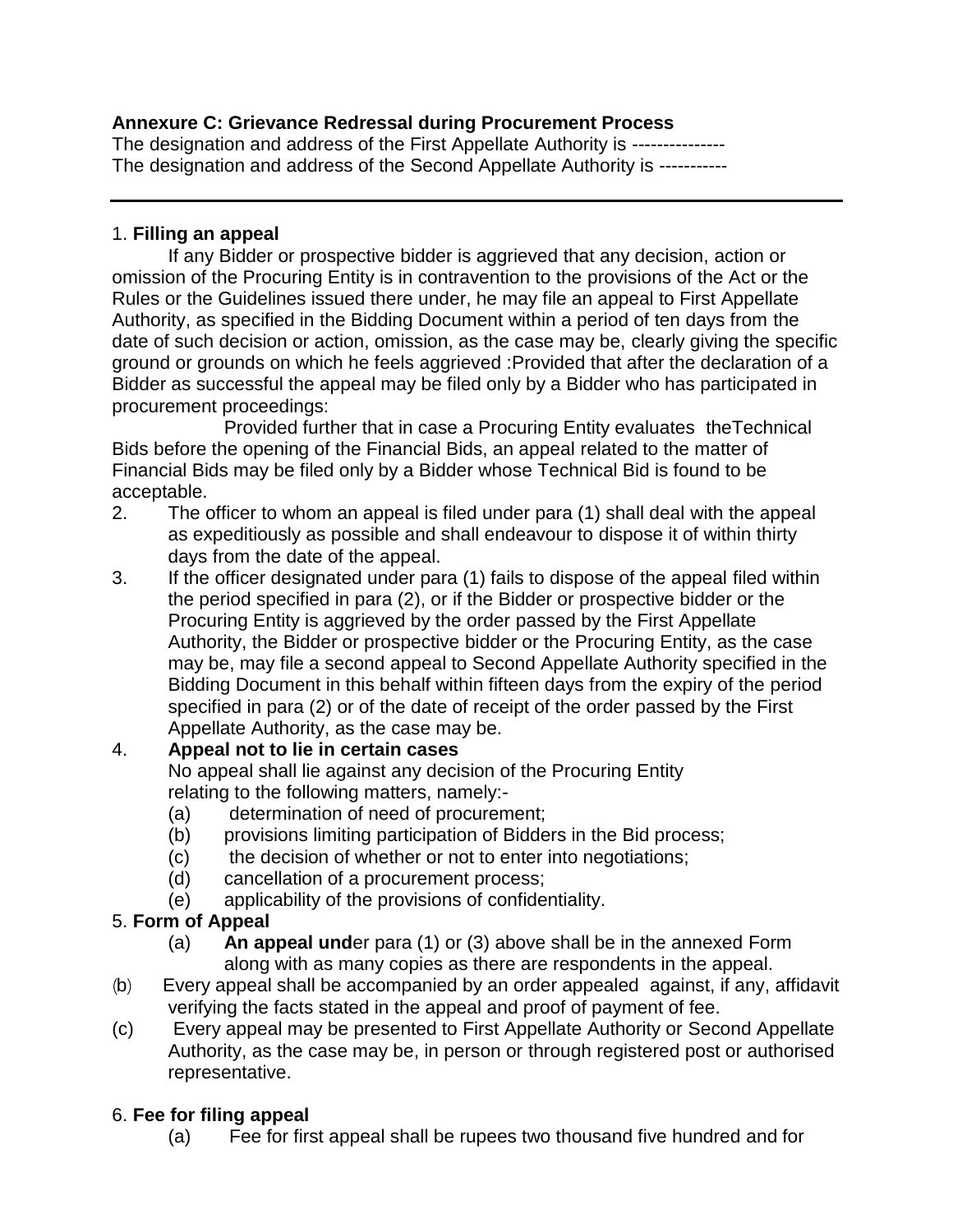**Annexure C: Grievance Redressal during Procurement Process**

The designation and address of the First Appellate Authority is ---------------

The designation and address of the Second Appellate Authority is -----------

---

1. **Filling an appeal**

If any Bidder or prospective bidder is aggrieved that any decision, action or omission of the Procuring Entity is in contravention to the provisions of the Act or the Rules or the Guidelines issued there under, he may file an appeal to First Appellate Authority, as specified in the Bidding Document within a period of ten days from the date of such decision or action, omission, as the case may be, clearly giving the specific ground or grounds on which he feels aggrieved :Provided that after the declaration of a Bidder as successful the appeal may be filed only by a Bidder who has participated in procurement proceedings:

Provided further that in case a Procuring Entity evaluates theTechnical Bids before the opening of the Financial Bids, an appeal related to the matter of Financial Bids may be filed only by a Bidder whose Technical Bid is found to be acceptable.

2. The officer to whom an appeal is filed under para (1) shall deal with the appeal as expeditiously as possible and shall endeavour to dispose it of within thirty days from the date of the appeal.
3. If the officer designated under para (1) fails to dispose of the appeal filed within the period specified in para (2), or if the Bidder or prospective bidder or the Procuring Entity is aggrieved by the order passed by the First Appellate Authority, the Bidder or prospective bidder or the Procuring Entity, as the case may be, may file a second appeal to Second Appellate Authority specified in the Bidding Document in this behalf within fifteen days from the expiry of the period specified in para (2) or of the date of receipt of the order passed by the First Appellate Authority, as the case may be.
4. **Appeal not to lie in certain cases**

   No appeal shall lie against any decision of the Procuring Entity relating to the following matters, namely:-

   (a) determination of need of procurement;
   (b) provisions limiting participation of Bidders in the Bid process;
   (c) the decision of whether or not to enter into negotiations;
   (d) cancellation of a procurement process;
   (e) applicability of the provisions of confidentiality.

5. **Form of Appeal**

   (a) **An appeal und**er para (1) or (3) above shall be in the annexed Form along with as many copies as there are respondents in the appeal.

   (b) Every appeal shall be accompanied by an order appealed against, if any, affidavit verifying the facts stated in the appeal and proof of payment of fee.

   (c) Every appeal may be presented to First Appellate Authority or Second Appellate Authority, as the case may be, in person or through registered post or authorised representative.

6. **Fee for filing appeal**

   (a) Fee for first appeal shall be rupees two thousand five hundred and for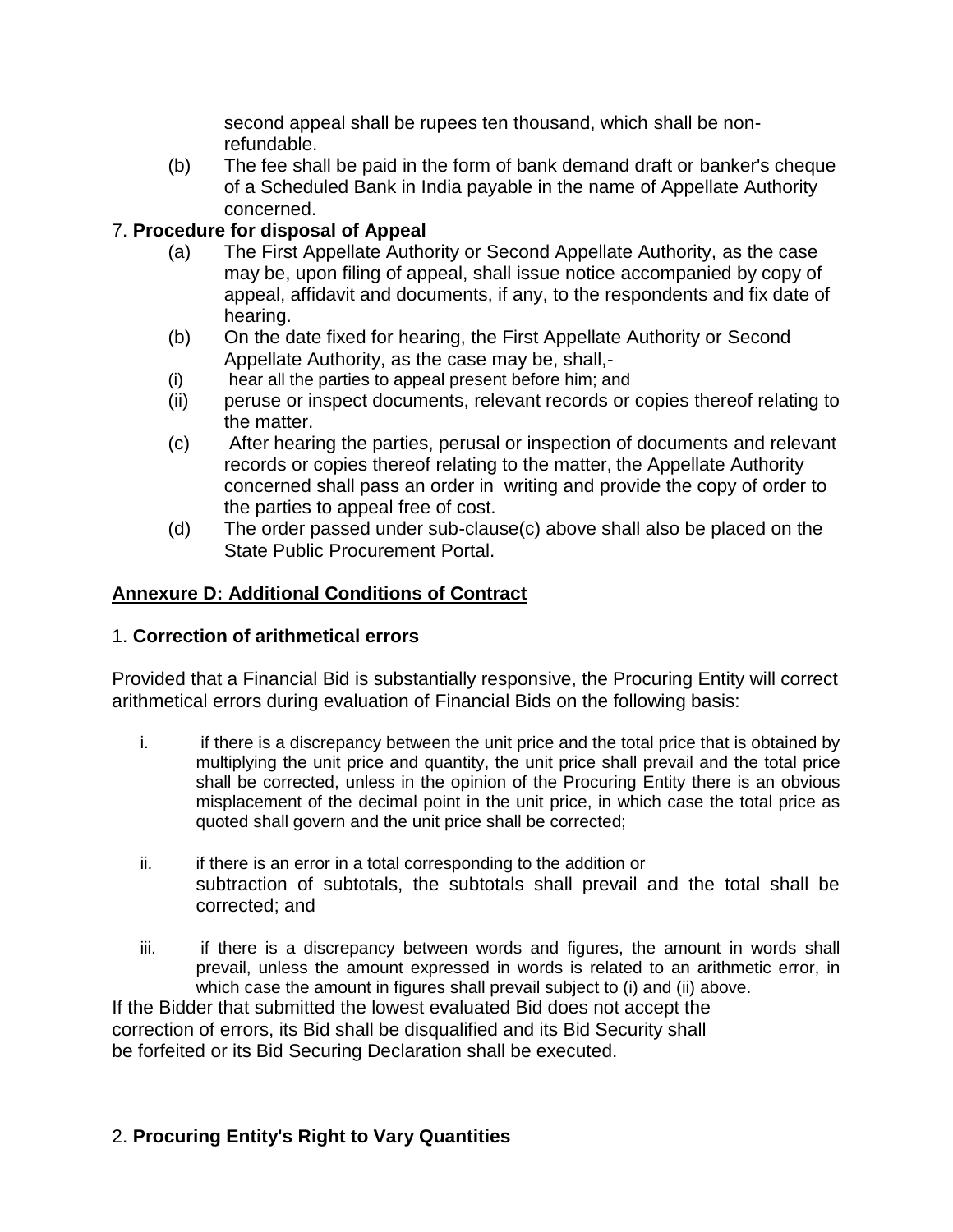second appeal shall be rupees ten thousand, which shall be non-refundable.

(b) The fee shall be paid in the form of bank demand draft or banker's cheque of a Scheduled Bank in India payable in the name of Appellate Authority concerned.

7. **Procedure for disposal of Appeal**

(a) The First Appellate Authority or Second Appellate Authority, as the case may be, upon filing of appeal, shall issue notice accompanied by copy of appeal, affidavit and documents, if any, to the respondents and fix date of hearing.

(b) On the date fixed for hearing, the First Appellate Authority or Second Appellate Authority, as the case may be, shall,-

(i) hear all the parties to appeal present before him; and

(ii) peruse or inspect documents, relevant records or copies thereof relating to the matter.

(c) After hearing the parties, perusal or inspection of documents and relevant records or copies thereof relating to the matter, the Appellate Authority concerned shall pass an order in writing and provide the copy of order to the parties to appeal free of cost.

(d) The order passed under sub-clause(c) above shall also be placed on the State Public Procurement Portal.

## Annexure D: Additional Conditions of Contract

1. **Correction of arithmetical errors**

Provided that a Financial Bid is substantially responsive, the Procuring Entity will correct arithmetical errors during evaluation of Financial Bids on the following basis:

i. if there is a discrepancy between the unit price and the total price that is obtained by multiplying the unit price and quantity, the unit price shall prevail and the total price shall be corrected, unless in the opinion of the Procuring Entity there is an obvious misplacement of the decimal point in the unit price, in which case the total price as quoted shall govern and the unit price shall be corrected;

ii. if there is an error in a total corresponding to the addition or subtraction of subtotals, the subtotals shall prevail and the total shall be corrected; and

iii. if there is a discrepancy between words and figures, the amount in words shall prevail, unless the amount expressed in words is related to an arithmetic error, in which case the amount in figures shall prevail subject to (i) and (ii) above.

If the Bidder that submitted the lowest evaluated Bid does not accept the correction of errors, its Bid shall be disqualified and its Bid Security shall be forfeited or its Bid Securing Declaration shall be executed.

2. **Procuring Entity's Right to Vary Quantities**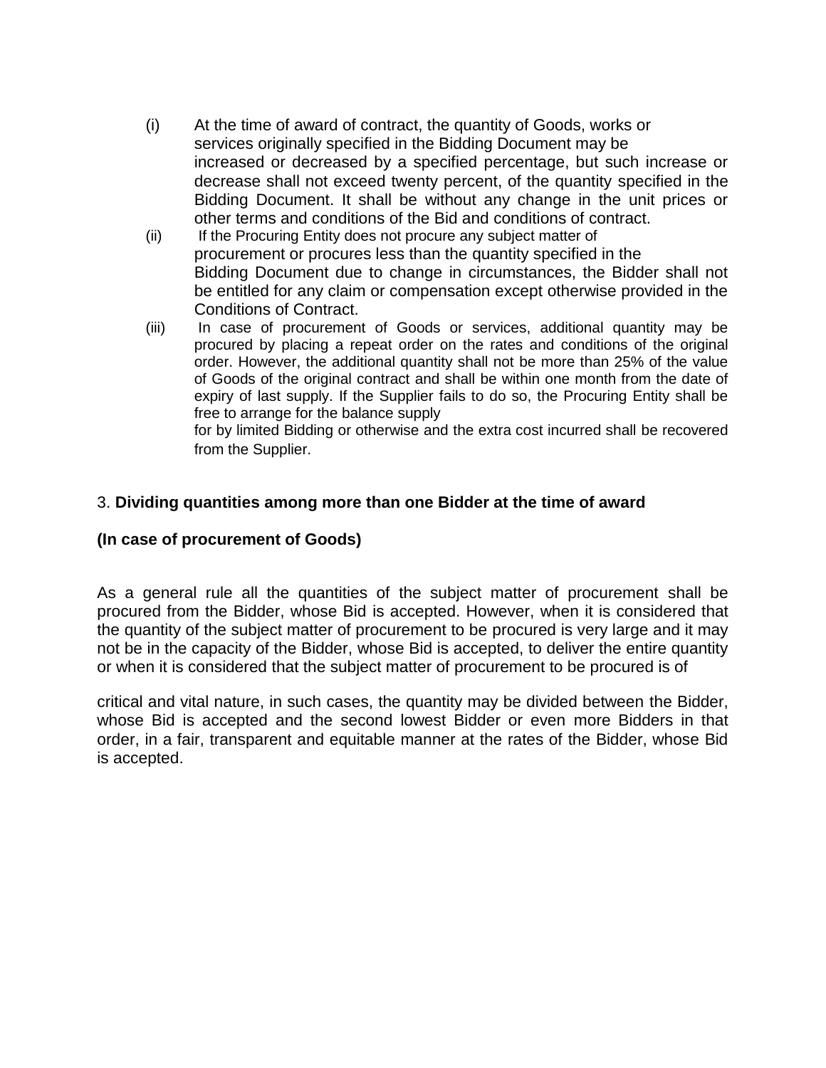(i) At the time of award of contract, the quantity of Goods, works or services originally specified in the Bidding Document may be increased or decreased by a specified percentage, but such increase or decrease shall not exceed twenty percent, of the quantity specified in the Bidding Document. It shall be without any change in the unit prices or other terms and conditions of the Bid and conditions of contract.

(ii) If the Procuring Entity does not procure any subject matter of procurement or procures less than the quantity specified in the Bidding Document due to change in circumstances, the Bidder shall not be entitled for any claim or compensation except otherwise provided in the Conditions of Contract.

(iii) In case of procurement of Goods or services, additional quantity may be procured by placing a repeat order on the rates and conditions of the original order. However, the additional quantity shall not be more than 25% of the value of Goods of the original contract and shall be within one month from the date of expiry of last supply. If the Supplier fails to do so, the Procuring Entity shall be free to arrange for the balance supply for by limited Bidding or otherwise and the extra cost incurred shall be recovered from the Supplier.

3. **Dividing quantities among more than one Bidder at the time of award**

**(In case of procurement of Goods)**

As a general rule all the quantities of the subject matter of procurement shall be procured from the Bidder, whose Bid is accepted. However, when it is considered that the quantity of the subject matter of procurement to be procured is very large and it may not be in the capacity of the Bidder, whose Bid is accepted, to deliver the entire quantity or when it is considered that the subject matter of procurement to be procured is of critical and vital nature, in such cases, the quantity may be divided between the Bidder, whose Bid is accepted and the second lowest Bidder or even more Bidders in that order, in a fair, transparent and equitable manner at the rates of the Bidder, whose Bid is accepted.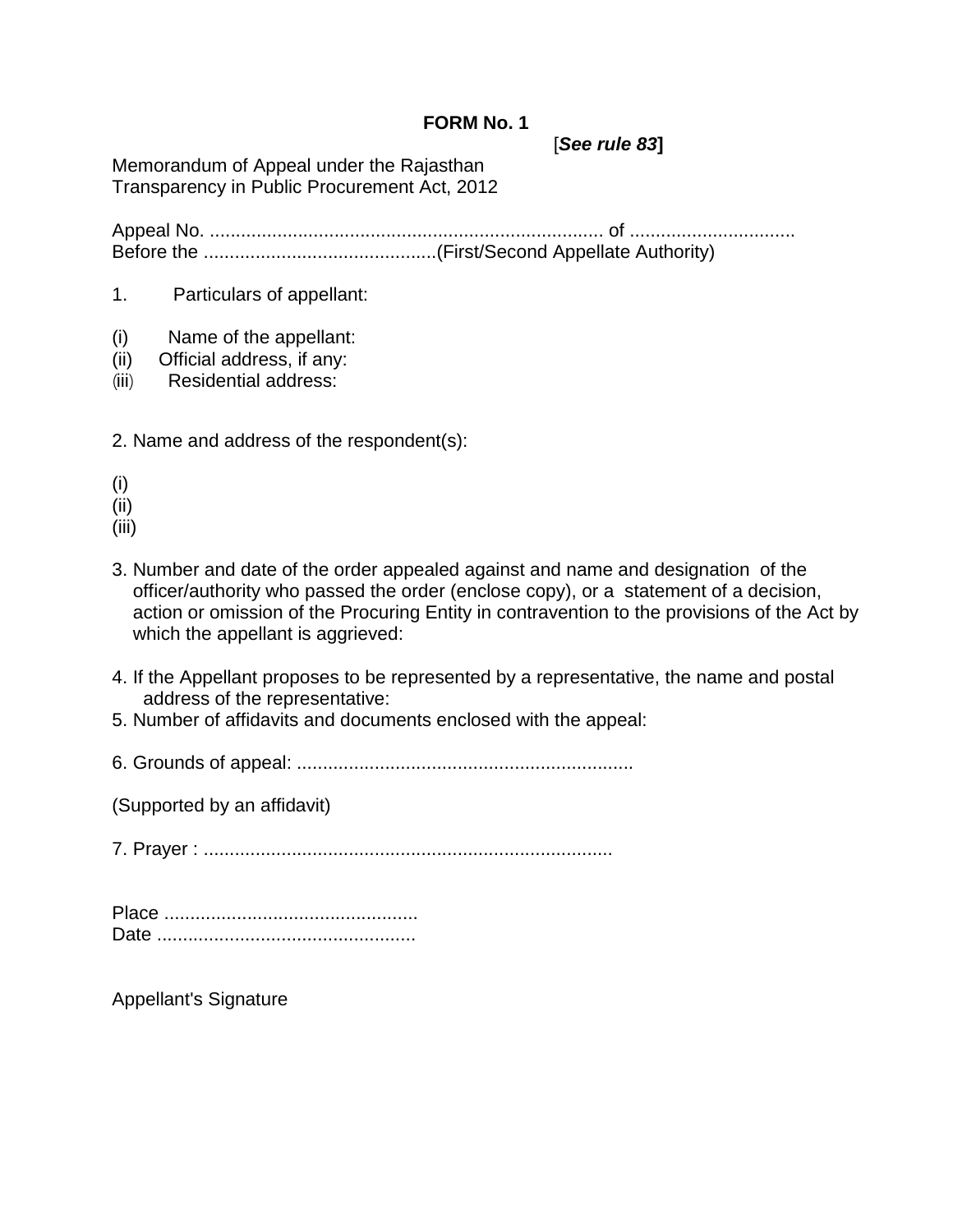**FORM No. 1**

[***See rule 83***]

Memorandum of Appeal under the Rajasthan Transparency in Public Procurement Act, 2012

Appeal No. ........................................................................... of ................................
Before the .............................................(First/Second Appellate Authority)

1. Particulars of appellant:

(i) Name of the appellant:
(ii) Official address, if any:
(iii) Residential address:

2. Name and address of the respondent(s):

(i)
(ii)
(iii)

3. Number and date of the order appealed against and name and designation of the officer/authority who passed the order (enclose copy), or a statement of a decision, action or omission of the Procuring Entity in contravention to the provisions of the Act by which the appellant is aggrieved:

4. If the Appellant proposes to be represented by a representative, the name and postal address of the representative:

5. Number of affidavits and documents enclosed with the appeal:

6. Grounds of appeal: .................................................................

(Supported by an affidavit)

7. Prayer : ...............................................................................

Place .................................................
Date ..................................................

Appellant's Signature